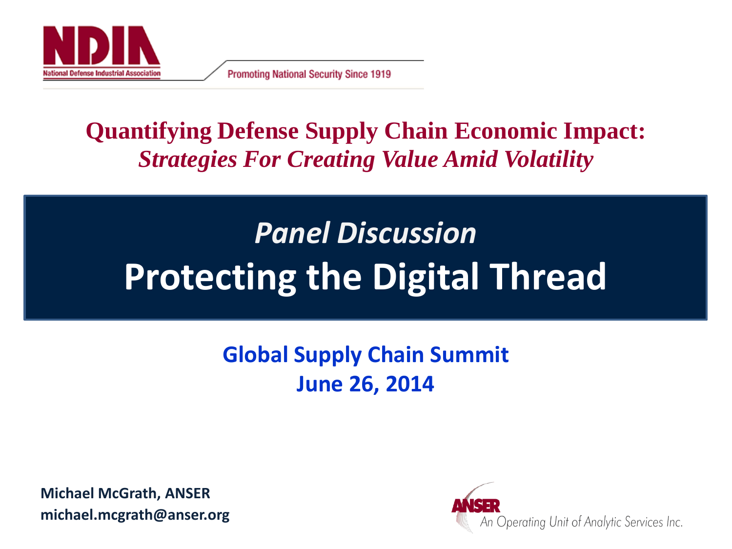NDIA

National Defense Industrial Association

Promoting National Security Since 1919

# Quantifying Defense Supply Chain Economic Impact:

## *Strategies For Creating Value Amid Volatility*

*Panel Discussion*

# Protecting the Digital Thread

**Global Supply Chain Summit**
**June 26, 2014**

**Michael McGrath, ANSER**
**michael.mcgrath@anser.org**

ANSER
An Operating Unit of Analytic Services Inc.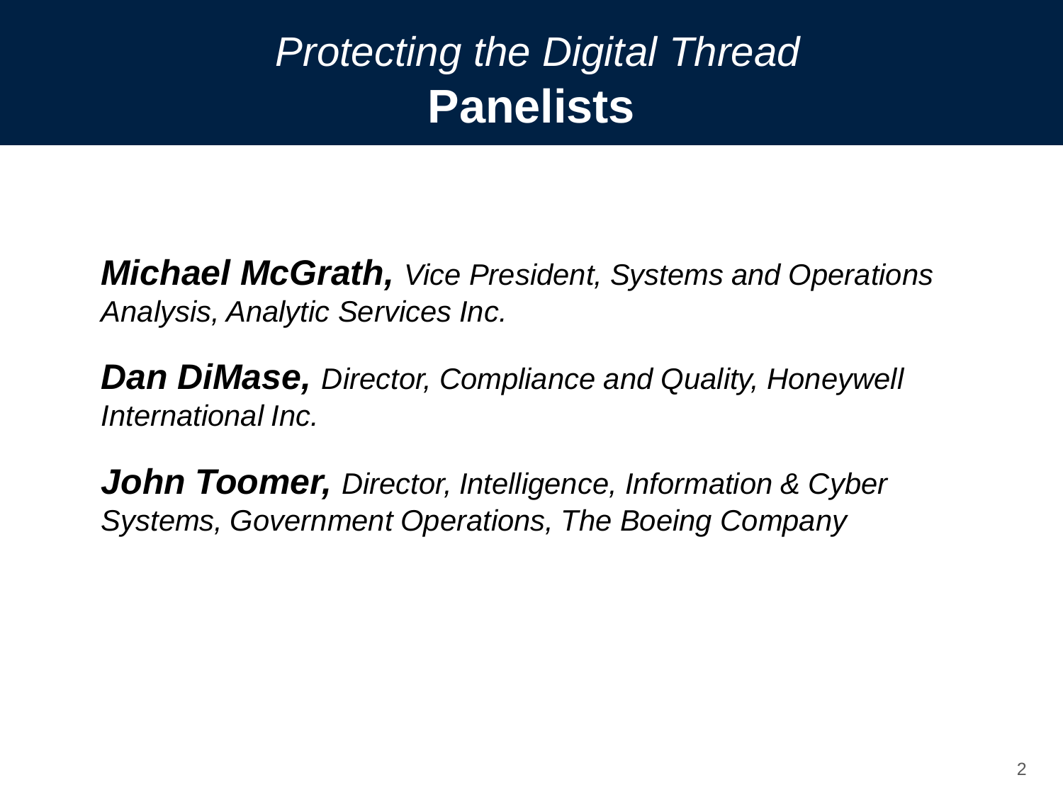# *Protecting the Digital Thread*
# Panelists

***Michael McGrath,*** *Vice President, Systems and Operations Analysis, Analytic Services Inc.*

***Dan DiMase,*** *Director, Compliance and Quality, Honeywell International Inc.*

***John Toomer,*** *Director, Intelligence, Information & Cyber Systems, Government Operations, The Boeing Company*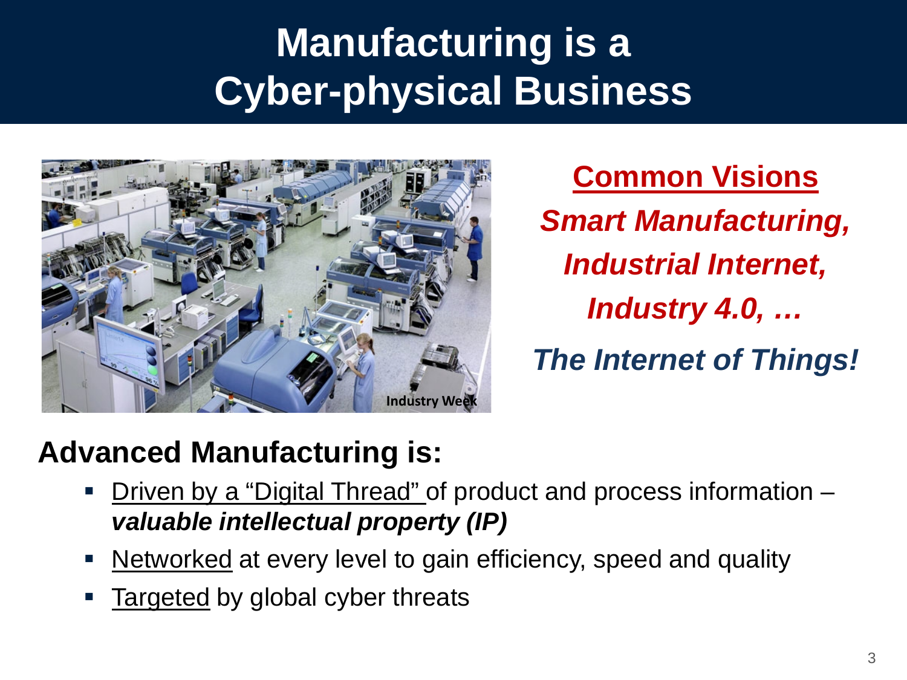# Manufacturing is a Cyber-physical Business

Industry Week

**Common Visions**

***Smart Manufacturing,***

***Industrial Internet,***

***Industry 4.0, …***

***The Internet of Things!***

## Advanced Manufacturing is:

- Driven by a "Digital Thread" of product and process information – ***valuable intellectual property (IP)***
- Networked at every level to gain efficiency, speed and quality
- Targeted by global cyber threats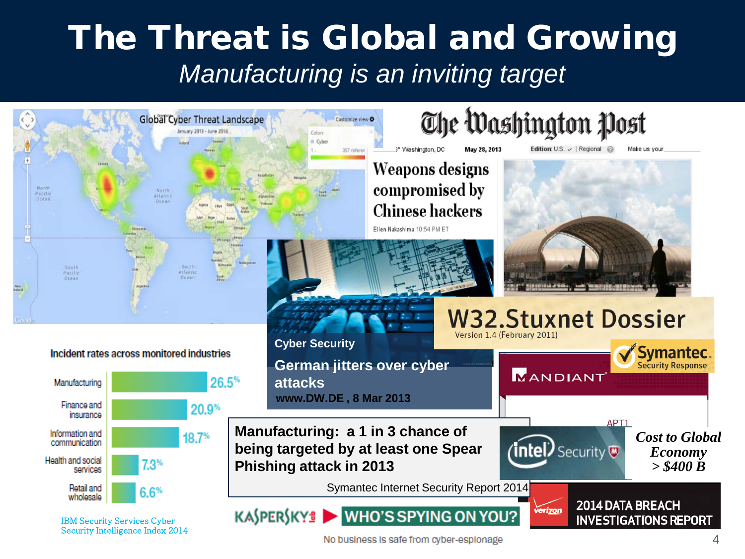# The Threat is Global and Growing

*Manufacturing is an inviting target*

**Incident rates across monitored industries**

| Industry | Rate |
|---|---|
| Manufacturing | 26.5% |
| Finance and insurance | 20.9% |
| Information and communication | 18.7% |
| Health and social services | 7.3% |
| Retail and wholesale | 6.6% |

IBM Security Services Cyber Security Intelligence Index 2014

**The Washington Post** — May 28, 2013

**Weapons designs compromised by Chinese hackers**

Ellen Nakashima

**Cyber Security**

**German jitters over cyber attacks**

**www.DW.DE , 8 Mar 2013**

**W32.Stuxnet Dossier**

Version 1.4 (February 2011)

Symantec Security Response

MANDIANT — APT1

**Manufacturing: a 1 in 3 chance of being targeted by at least one Spear Phishing attack in 2013**

Symantec Internet Security Report 2014

Intel Security

***Cost to Global Economy > $400 B***

KASPERSKY — WHO'S SPYING ON YOU?

No business is safe from cyber-espionage

Verizon — 2014 DATA BREACH INVESTIGATIONS REPORT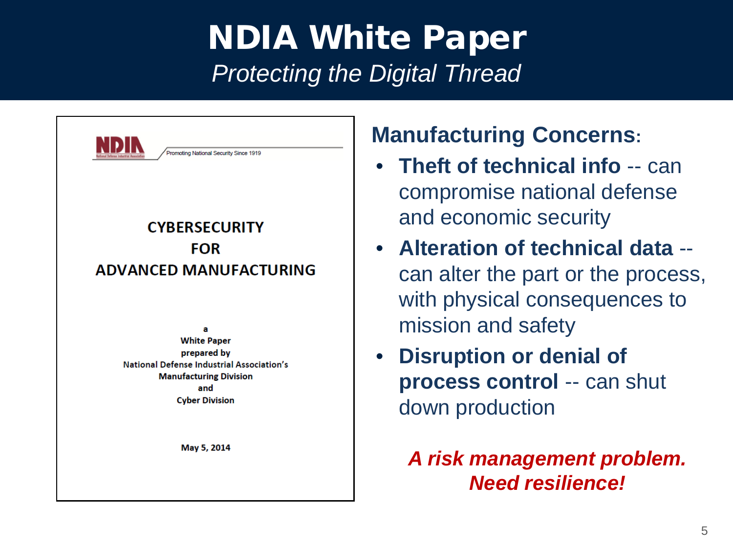# NDIA White Paper

*Protecting the Digital Thread*

NDIA — Promoting National Security Since 1919

**CYBERSECURITY FOR ADVANCED MANUFACTURING**

a White Paper prepared by National Defense Industrial Association's Manufacturing Division and Cyber Division

May 5, 2014

## Manufacturing Concerns:

- **Theft of technical info** -- can compromise national defense and economic security
- **Alteration of technical data** -- can alter the part or the process, with physical consequences to mission and safety
- **Disruption or denial of process control** -- can shut down production

***A risk management problem. Need resilience!***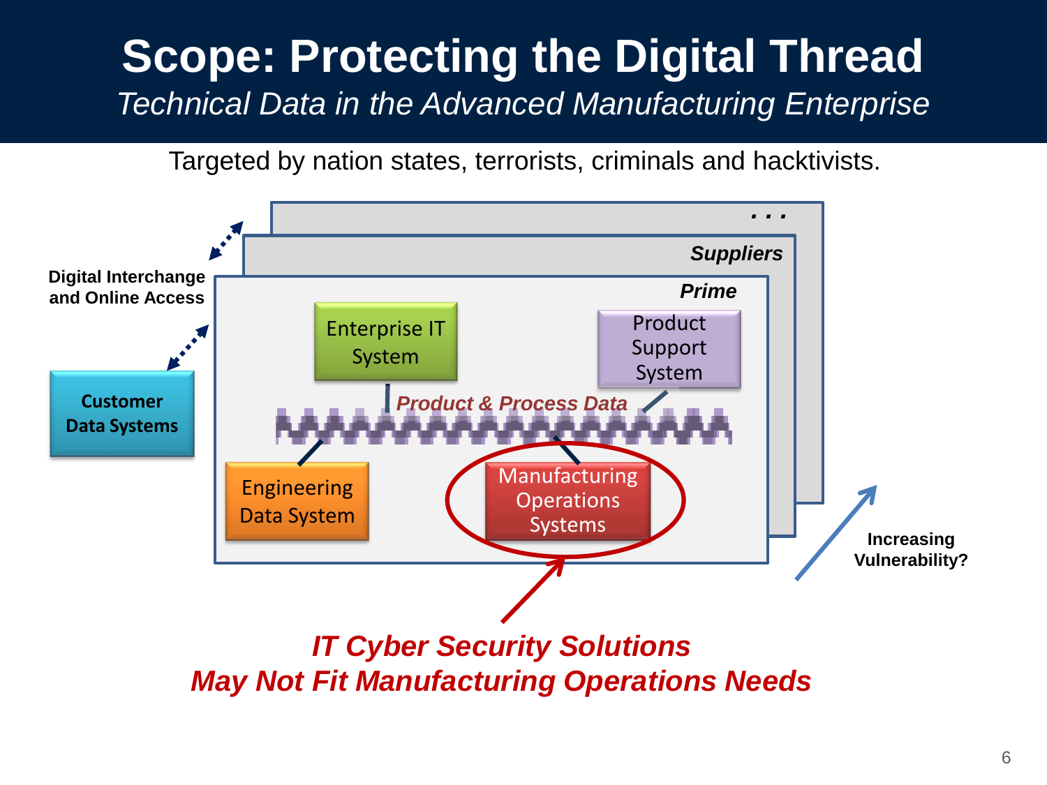# Scope: Protecting the Digital Thread

*Technical Data in the Advanced Manufacturing Enterprise*

Targeted by nation states, terrorists, criminals and hacktivists.

**Digital Interchange and Online Access**

**Customer Data Systems**

*. . .*

***Suppliers***

***Prime***

Enterprise IT System

Product Support System

***Product & Process Data***

Engineering Data System

Manufacturing Operations Systems

**Increasing Vulnerability?**

***IT Cyber Security Solutions May Not Fit Manufacturing Operations Needs***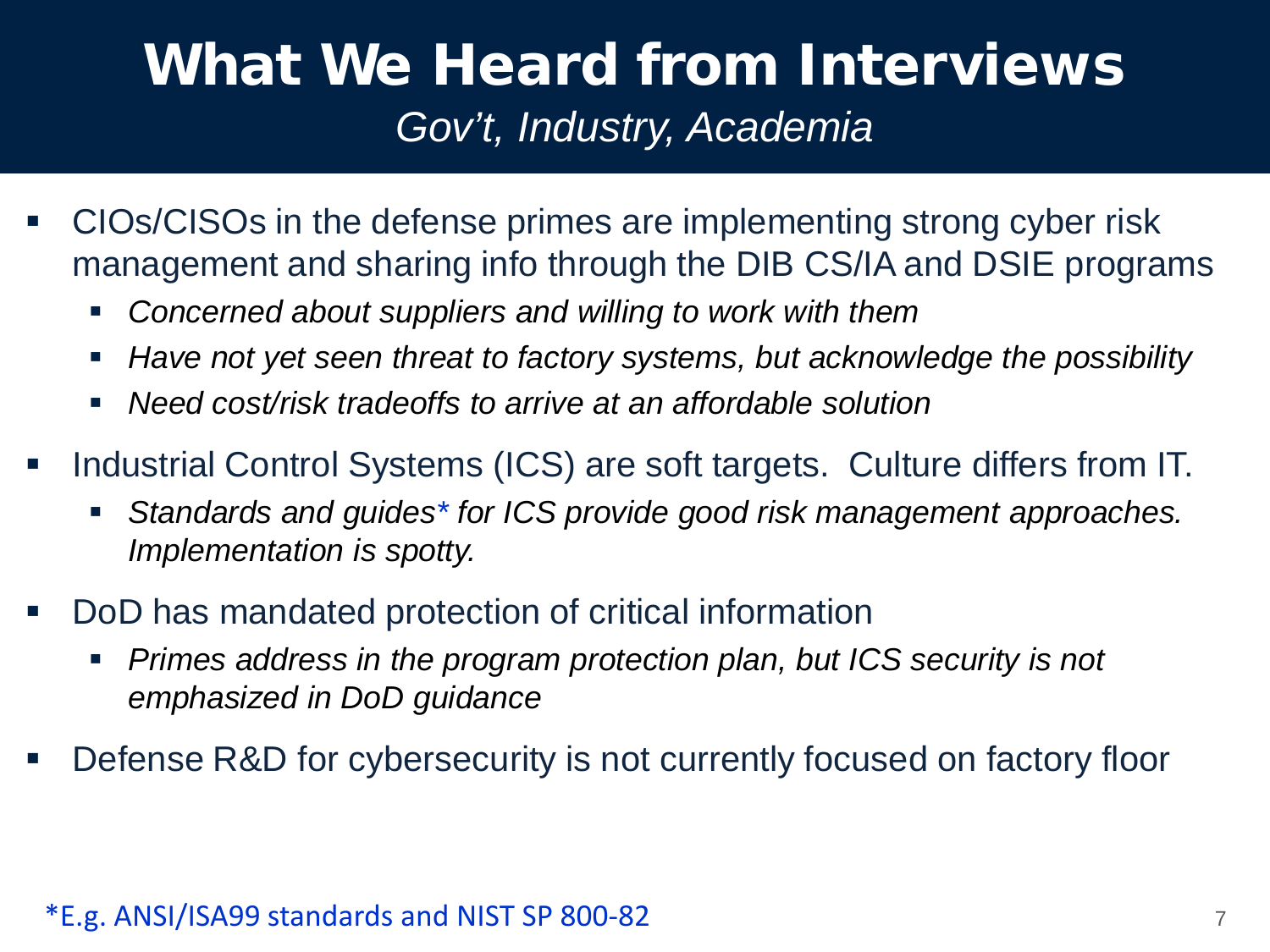# What We Heard from Interviews

*Gov't, Industry, Academia*

- CIOs/CISOs in the defense primes are implementing strong cyber risk management and sharing info through the DIB CS/IA and DSIE programs
  - *Concerned about suppliers and willing to work with them*
  - *Have not yet seen threat to factory systems, but acknowledge the possibility*
  - *Need cost/risk tradeoffs to arrive at an affordable solution*
- Industrial Control Systems (ICS) are soft targets. Culture differs from IT.
  - *Standards and guides* for ICS provide good risk management approaches. Implementation is spotty.*
- DoD has mandated protection of critical information
  - *Primes address in the program protection plan, but ICS security is not emphasized in DoD guidance*
- Defense R&D for cybersecurity is not currently focused on factory floor

*E.g. ANSI/ISA99 standards and NIST SP 800-82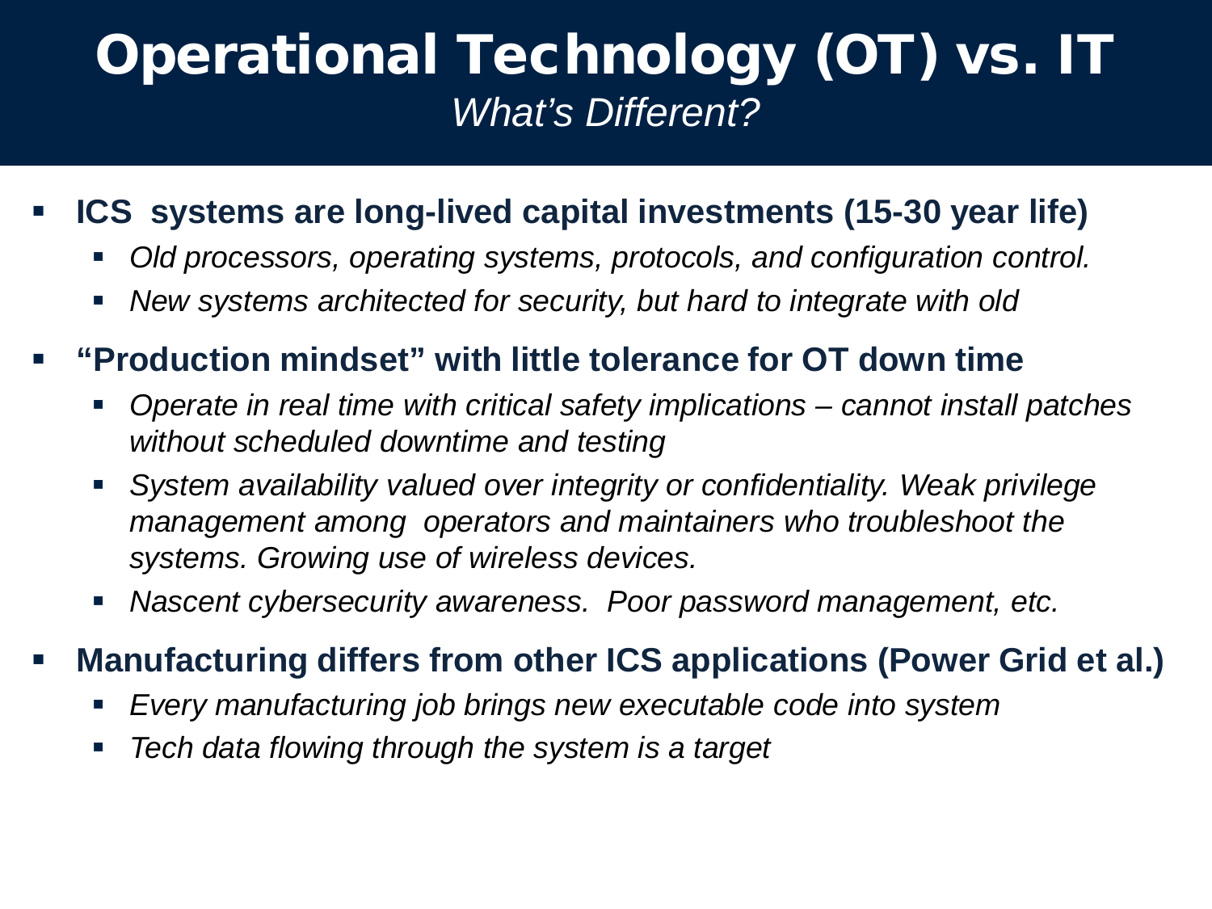# Operational Technology (OT) vs. IT

*What's Different?*

- **ICS systems are long-lived capital investments (15-30 year life)**
  - *Old processors, operating systems, protocols, and configuration control.*
  - *New systems architected for security, but hard to integrate with old*
- **"Production mindset" with little tolerance for OT down time**
  - *Operate in real time with critical safety implications – cannot install patches without scheduled downtime and testing*
  - *System availability valued over integrity or confidentiality. Weak privilege management among operators and maintainers who troubleshoot the systems. Growing use of wireless devices.*
  - *Nascent cybersecurity awareness. Poor password management, etc.*
- **Manufacturing differs from other ICS applications (Power Grid et al.)**
  - *Every manufacturing job brings new executable code into system*
  - *Tech data flowing through the system is a target*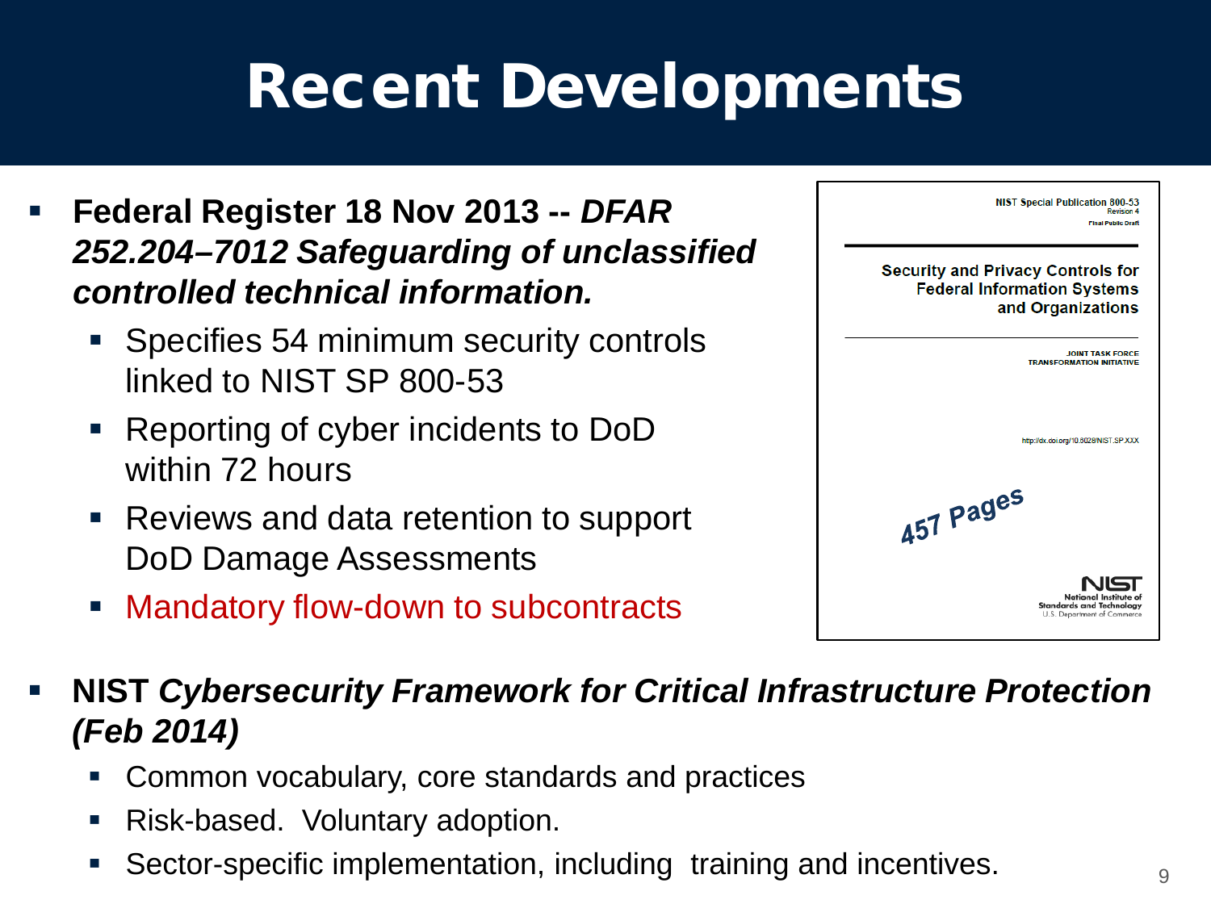# Recent Developments

- **Federal Register 18 Nov 2013 --** ***DFAR 252.204–7012 Safeguarding of unclassified controlled technical information.***
  - Specifies 54 minimum security controls linked to NIST SP 800-53
  - Reporting of cyber incidents to DoD within 72 hours
  - Reviews and data retention to support DoD Damage Assessments
  - Mandatory flow-down to subcontracts

NIST Special Publication 800-53
Revision 4
Final Public Draft

Security and Privacy Controls for Federal Information Systems and Organizations

JOINT TASK FORCE
TRANSFORMATION INITIATIVE

http://dx.doi.org/10.6028/NIST.SP.XXX

457 Pages

NIST
National Institute of Standards and Technology
U.S. Department of Commerce

- **NIST** ***Cybersecurity Framework for Critical Infrastructure Protection (Feb 2014)***
  - Common vocabulary, core standards and practices
  - Risk-based. Voluntary adoption.
  - Sector-specific implementation, including training and incentives.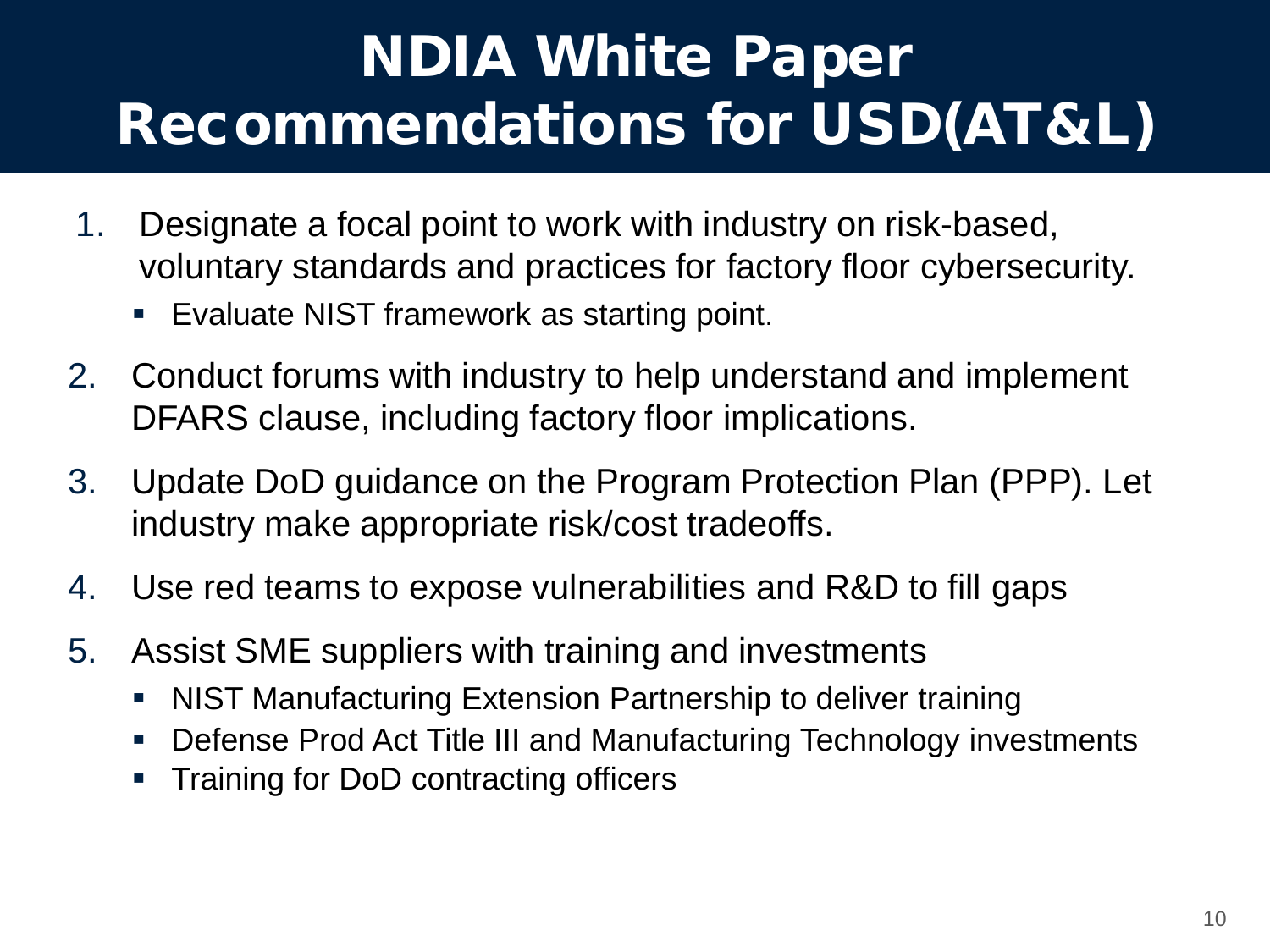# NDIA White Paper Recommendations for USD(AT&L)

1. Designate a focal point to work with industry on risk-based, voluntary standards and practices for factory floor cybersecurity.
   - Evaluate NIST framework as starting point.
2. Conduct forums with industry to help understand and implement DFARS clause, including factory floor implications.
3. Update DoD guidance on the Program Protection Plan (PPP). Let industry make appropriate risk/cost tradeoffs.
4. Use red teams to expose vulnerabilities and R&D to fill gaps
5. Assist SME suppliers with training and investments
   - NIST Manufacturing Extension Partnership to deliver training
   - Defense Prod Act Title III and Manufacturing Technology investments
   - Training for DoD contracting officers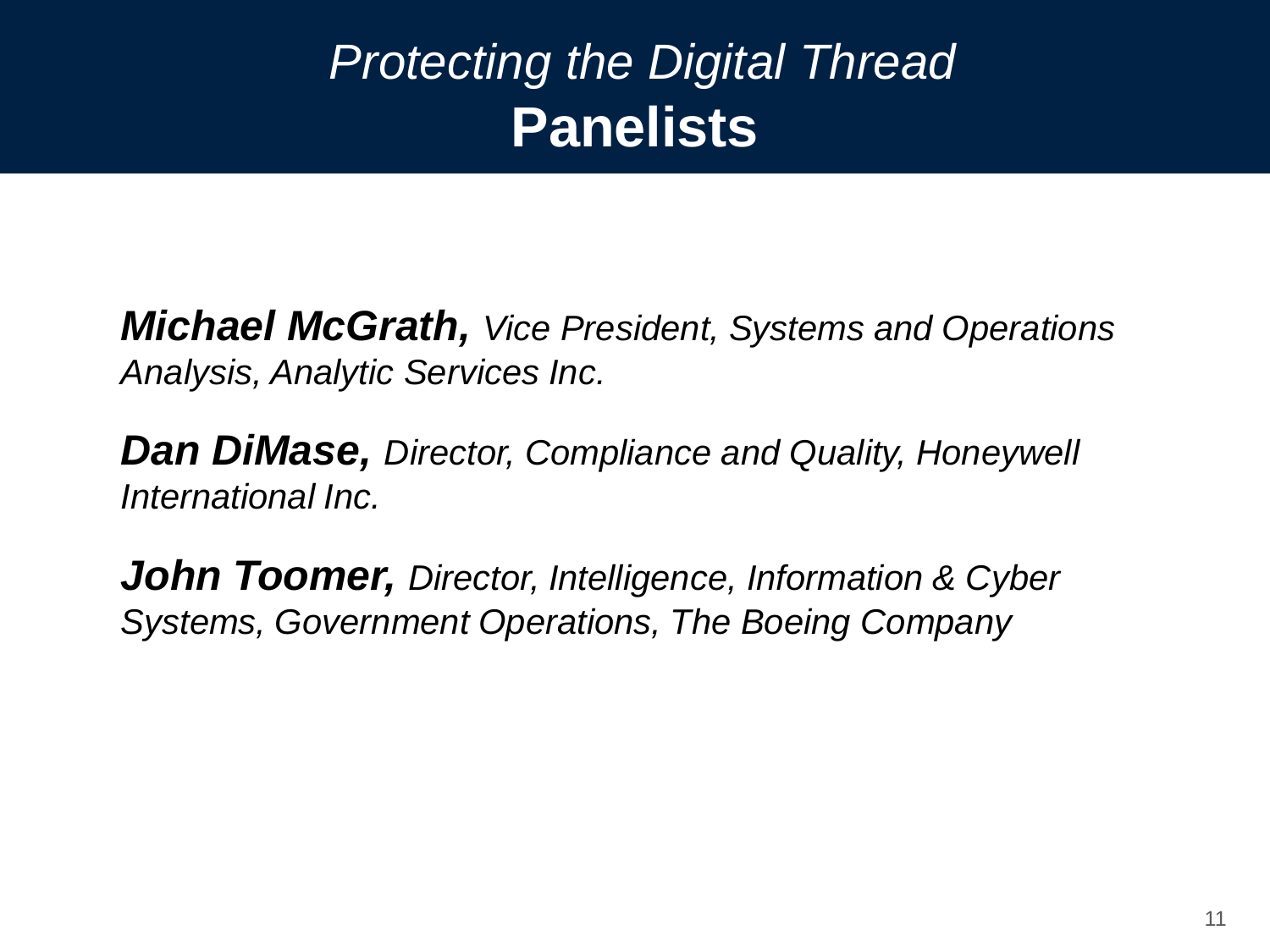# *Protecting the Digital Thread*

## Panelists

***Michael McGrath,*** *Vice President, Systems and Operations Analysis, Analytic Services Inc.*

***Dan DiMase,*** *Director, Compliance and Quality, Honeywell International Inc.*

***John Toomer,*** *Director, Intelligence, Information & Cyber Systems, Government Operations, The Boeing Company*